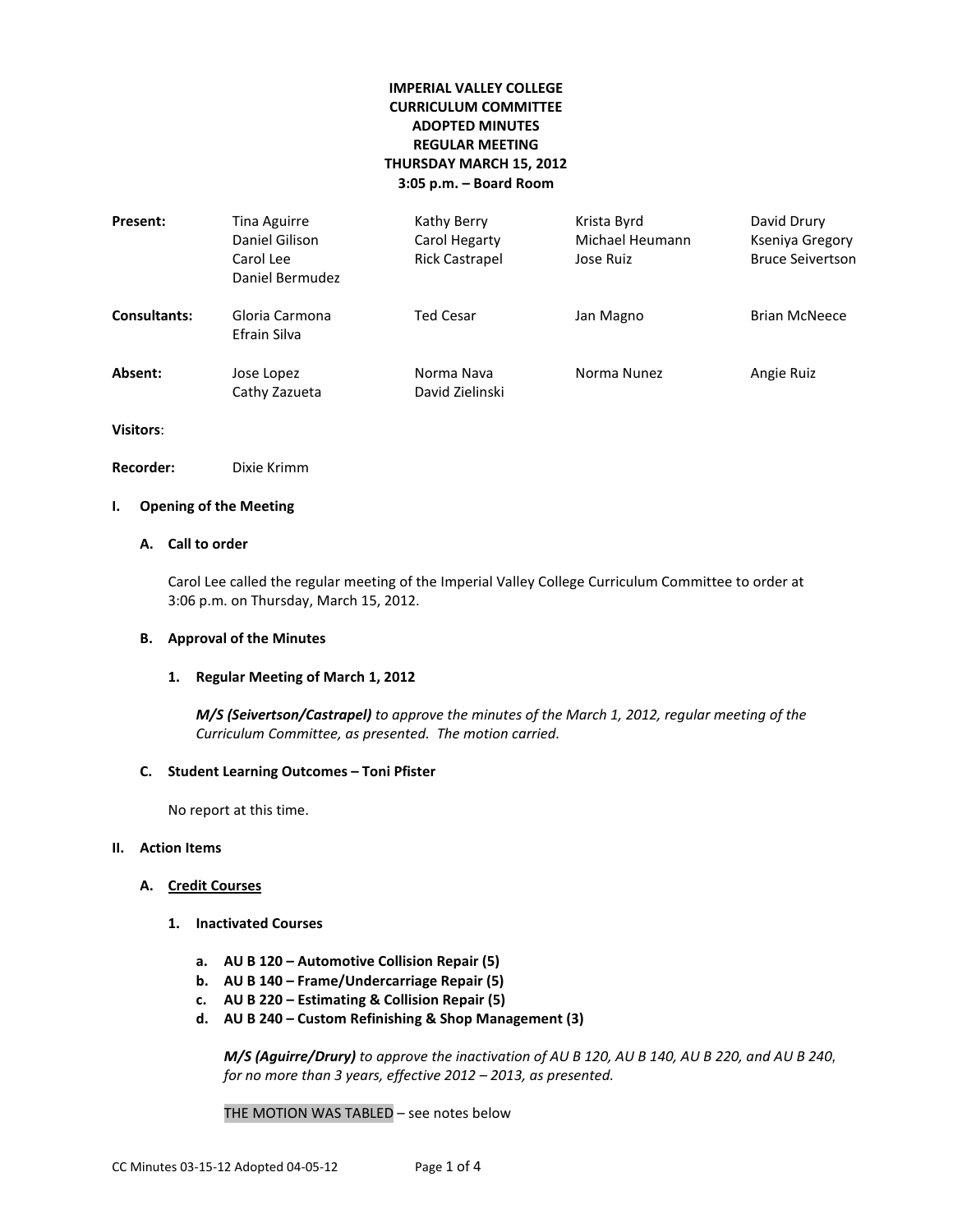**IMPERIAL VALLEY COLLEGE**
**CURRICULUM COMMITTEE**
**ADOPTED MINUTES**
**REGULAR MEETING**
**THURSDAY MARCH 15, 2012**
**3:05 p.m. – Board Room**

| | | | | |
|---|---|---|---|---|
| **Present:** | Tina Aguirre | Kathy Berry | Krista Byrd | David Drury |
| | Daniel Gilison | Carol Hegarty | Michael Heumann | Kseniya Gregory |
| | Carol Lee | Rick Castrapel | Jose Ruiz | Bruce Seivertson |
| | Daniel Bermudez | | | |
| **Consultants:** | Gloria Carmona | Ted Cesar | Jan Magno | Brian McNeece |
| | Efrain Silva | | | |
| **Absent:** | Jose Lopez | Norma Nava | Norma Nunez | Angie Ruiz |
| | Cathy Zazueta | David Zielinski | | |

**Visitors**:

**Recorder:** Dixie Krimm

## I. Opening of the Meeting

### A. Call to order

Carol Lee called the regular meeting of the Imperial Valley College Curriculum Committee to order at 3:06 p.m. on Thursday, March 15, 2012.

### B. Approval of the Minutes

#### 1. Regular Meeting of March 1, 2012

***M/S (Seivertson/Castrapel)*** *to approve the minutes of the March 1, 2012, regular meeting of the Curriculum Committee, as presented. The motion carried.*

### C. Student Learning Outcomes – Toni Pfister

No report at this time.

## II. Action Items

### A. Credit Courses

#### 1. Inactivated Courses

- **a. AU B 120 – Automotive Collision Repair (5)**
- **b. AU B 140 – Frame/Undercarriage Repair (5)**
- **c. AU B 220 – Estimating & Collision Repair (5)**
- **d. AU B 240 – Custom Refinishing & Shop Management (3)**

***M/S (Aguirre/Drury)*** *to approve the inactivation of AU B 120, AU B 140, AU B 220, and AU B 240, for no more than 3 years, effective 2012 – 2013, as presented.*

THE MOTION WAS TABLED – see notes below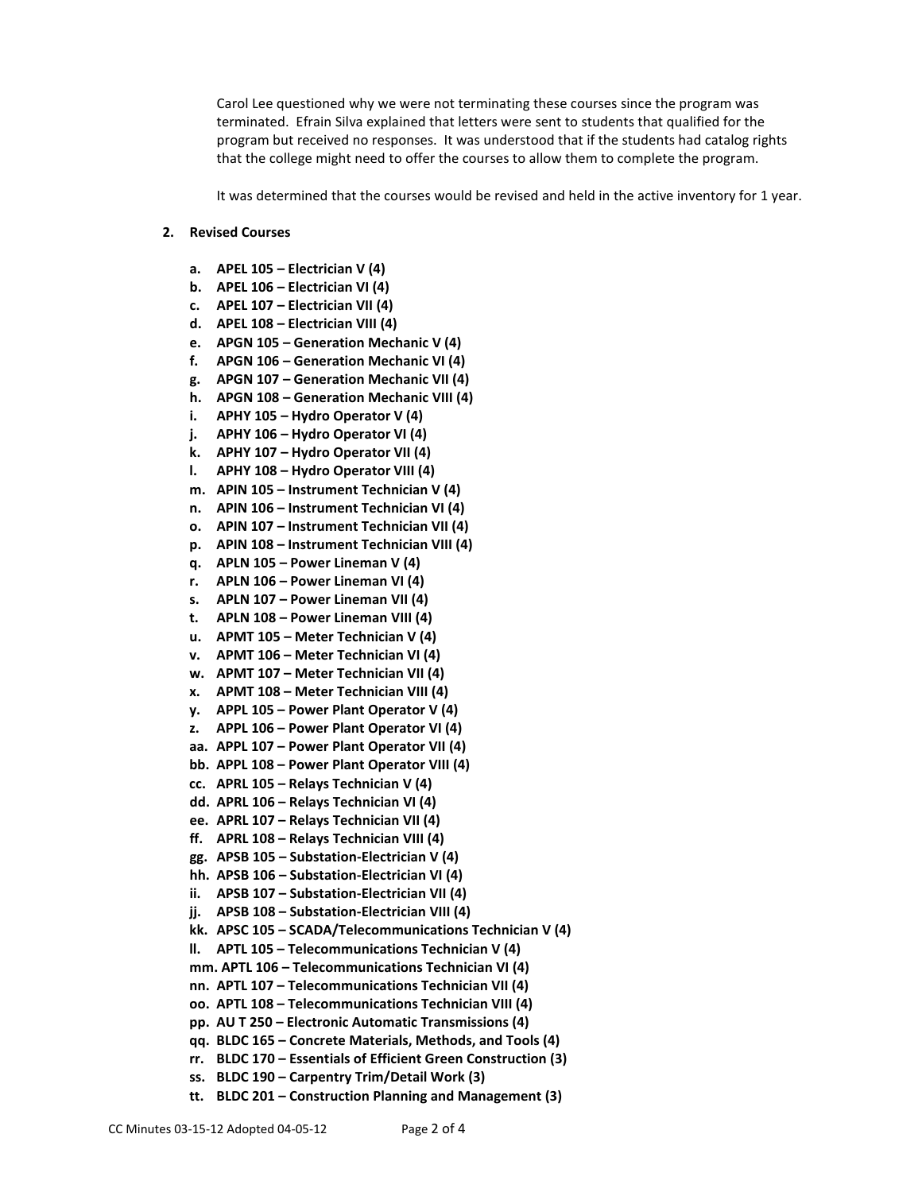Carol Lee questioned why we were not terminating these courses since the program was terminated. Efrain Silva explained that letters were sent to students that qualified for the program but received no responses. It was understood that if the students had catalog rights that the college might need to offer the courses to allow them to complete the program.

It was determined that the courses would be revised and held in the active inventory for 1 year.

**2. Revised Courses**

- **a. APEL 105 – Electrician V (4)**
- **b. APEL 106 – Electrician VI (4)**
- **c. APEL 107 – Electrician VII (4)**
- **d. APEL 108 – Electrician VIII (4)**
- **e. APGN 105 – Generation Mechanic V (4)**
- **f. APGN 106 – Generation Mechanic VI (4)**
- **g. APGN 107 – Generation Mechanic VII (4)**
- **h. APGN 108 – Generation Mechanic VIII (4)**
- **i. APHY 105 – Hydro Operator V (4)**
- **j. APHY 106 – Hydro Operator VI (4)**
- **k. APHY 107 – Hydro Operator VII (4)**
- **l. APHY 108 – Hydro Operator VIII (4)**
- **m. APIN 105 – Instrument Technician V (4)**
- **n. APIN 106 – Instrument Technician VI (4)**
- **o. APIN 107 – Instrument Technician VII (4)**
- **p. APIN 108 – Instrument Technician VIII (4)**
- **q. APLN 105 – Power Lineman V (4)**
- **r. APLN 106 – Power Lineman VI (4)**
- **s. APLN 107 – Power Lineman VII (4)**
- **t. APLN 108 – Power Lineman VIII (4)**
- **u. APMT 105 – Meter Technician V (4)**
- **v. APMT 106 – Meter Technician VI (4)**
- **w. APMT 107 – Meter Technician VII (4)**
- **x. APMT 108 – Meter Technician VIII (4)**
- **y. APPL 105 – Power Plant Operator V (4)**
- **z. APPL 106 – Power Plant Operator VI (4)**
- **aa. APPL 107 – Power Plant Operator VII (4)**
- **bb. APPL 108 – Power Plant Operator VIII (4)**
- **cc. APRL 105 – Relays Technician V (4)**
- **dd. APRL 106 – Relays Technician VI (4)**
- **ee. APRL 107 – Relays Technician VII (4)**
- **ff. APRL 108 – Relays Technician VIII (4)**
- **gg. APSB 105 – Substation-Electrician V (4)**
- **hh. APSB 106 – Substation-Electrician VI (4)**
- **ii. APSB 107 – Substation-Electrician VII (4)**
- **jj. APSB 108 – Substation-Electrician VIII (4)**
- **kk. APSC 105 – SCADA/Telecommunications Technician V (4)**
- **ll. APTL 105 – Telecommunications Technician V (4)**
- **mm. APTL 106 – Telecommunications Technician VI (4)**
- **nn. APTL 107 – Telecommunications Technician VII (4)**
- **oo. APTL 108 – Telecommunications Technician VIII (4)**
- **pp. AU T 250 – Electronic Automatic Transmissions (4)**
- **qq. BLDC 165 – Concrete Materials, Methods, and Tools (4)**
- **rr. BLDC 170 – Essentials of Efficient Green Construction (3)**
- **ss. BLDC 190 – Carpentry Trim/Detail Work (3)**
- **tt. BLDC 201 – Construction Planning and Management (3)**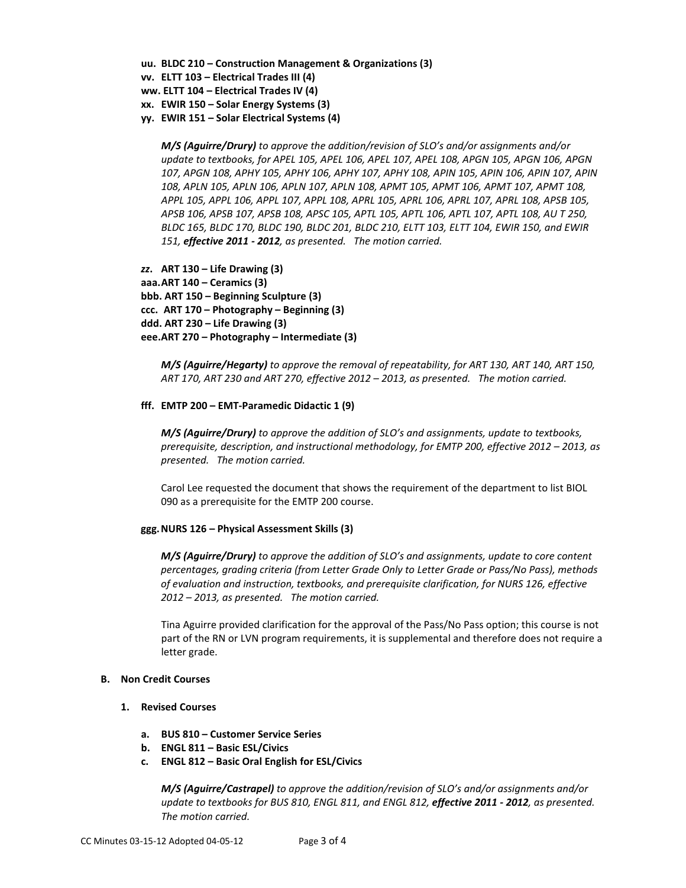uu. **BLDC 210 – Construction Management & Organizations (3)**
vv. **ELTT 103 – Electrical Trades III (4)**
ww. **ELTT 104 – Electrical Trades IV (4)**
xx. **EWIR 150 – Solar Energy Systems (3)**
yy. **EWIR 151 – Solar Electrical Systems (4)**

> ***M/S (Aguirre/Drury)*** *to approve the addition/revision of SLO's and/or assignments and/or update to textbooks, for APEL 105, APEL 106, APEL 107, APEL 108, APGN 105, APGN 106, APGN 107, APGN 108, APHY 105, APHY 106, APHY 107, APHY 108, APIN 105, APIN 106, APIN 107, APIN 108, APLN 105, APLN 106, APLN 107, APLN 108, APMT 105, APMT 106, APMT 107, APMT 108, APPL 105, APPL 106, APPL 107, APPL 108, APRL 105, APRL 106, APRL 107, APRL 108, APSB 105, APSB 106, APSB 107, APSB 108, APSC 105, APTL 105, APTL 106, APTL 107, APTL 108, AU T 250, BLDC 165, BLDC 170, BLDC 190, BLDC 201, BLDC 210, ELTT 103, ELTT 104, EWIR 150, and EWIR 151,* ***effective 2011 - 2012****, as presented. The motion carried.*

***zz*. ART 130 – Life Drawing (3)**
**aaa. ART 140 – Ceramics (3)**
**bbb. ART 150 – Beginning Sculpture (3)**
**ccc. ART 170 – Photography – Beginning (3)**
**ddd. ART 230 – Life Drawing (3)**
**eee. ART 270 – Photography – Intermediate (3)**

> ***M/S (Aguirre/Hegarty)*** *to approve the removal of repeatability, for ART 130, ART 140, ART 150, ART 170, ART 230 and ART 270, effective 2012 – 2013, as presented. The motion carried.*

**fff. EMTP 200 – EMT-Paramedic Didactic 1 (9)**

> ***M/S (Aguirre/Drury)*** *to approve the addition of SLO's and assignments, update to textbooks, prerequisite, description, and instructional methodology, for EMTP 200, effective 2012 – 2013, as presented. The motion carried.*
>
> Carol Lee requested the document that shows the requirement of the department to list BIOL 090 as a prerequisite for the EMTP 200 course.

**ggg. NURS 126 – Physical Assessment Skills (3)**

> ***M/S (Aguirre/Drury)*** *to approve the addition of SLO's and assignments, update to core content percentages, grading criteria (from Letter Grade Only to Letter Grade or Pass/No Pass), methods of evaluation and instruction, textbooks, and prerequisite clarification, for NURS 126, effective 2012 – 2013, as presented. The motion carried.*
>
> Tina Aguirre provided clarification for the approval of the Pass/No Pass option; this course is not part of the RN or LVN program requirements, it is supplemental and therefore does not require a letter grade.

**B. Non Credit Courses**

**1. Revised Courses**

a. **BUS 810 – Customer Service Series**
b. **ENGL 811 – Basic ESL/Civics**
c. **ENGL 812 – Basic Oral English for ESL/Civics**

> ***M/S (Aguirre/Castrapel)*** *to approve the addition/revision of SLO's and/or assignments and/or update to textbooks for BUS 810, ENGL 811, and ENGL 812,* ***effective 2011 - 2012****, as presented. The motion carried.*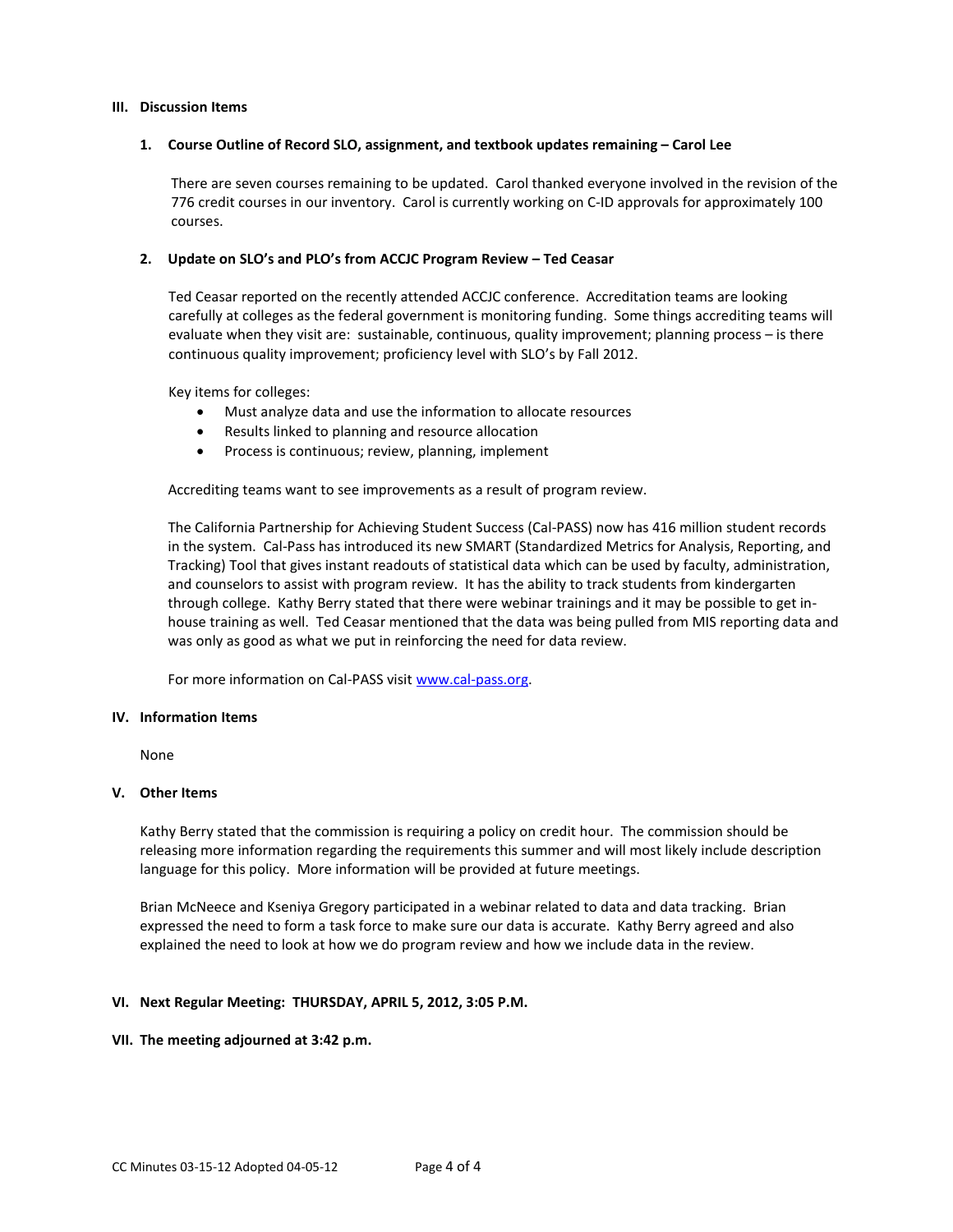## III. Discussion Items

### 1. Course Outline of Record SLO, assignment, and textbook updates remaining – Carol Lee

There are seven courses remaining to be updated. Carol thanked everyone involved in the revision of the 776 credit courses in our inventory. Carol is currently working on C-ID approvals for approximately 100 courses.

### 2. Update on SLO's and PLO's from ACCJC Program Review – Ted Ceasar

Ted Ceasar reported on the recently attended ACCJC conference. Accreditation teams are looking carefully at colleges as the federal government is monitoring funding. Some things accrediting teams will evaluate when they visit are: sustainable, continuous, quality improvement; planning process – is there continuous quality improvement; proficiency level with SLO's by Fall 2012.

Key items for colleges:

- Must analyze data and use the information to allocate resources
- Results linked to planning and resource allocation
- Process is continuous; review, planning, implement

Accrediting teams want to see improvements as a result of program review.

The California Partnership for Achieving Student Success (Cal-PASS) now has 416 million student records in the system. Cal-Pass has introduced its new SMART (Standardized Metrics for Analysis, Reporting, and Tracking) Tool that gives instant readouts of statistical data which can be used by faculty, administration, and counselors to assist with program review. It has the ability to track students from kindergarten through college. Kathy Berry stated that there were webinar trainings and it may be possible to get in-house training as well. Ted Ceasar mentioned that the data was being pulled from MIS reporting data and was only as good as what we put in reinforcing the need for data review.

For more information on Cal-PASS visit www.cal-pass.org.

## IV. Information Items

None

## V. Other Items

Kathy Berry stated that the commission is requiring a policy on credit hour. The commission should be releasing more information regarding the requirements this summer and will most likely include description language for this policy. More information will be provided at future meetings.

Brian McNeece and Kseniya Gregory participated in a webinar related to data and data tracking. Brian expressed the need to form a task force to make sure our data is accurate. Kathy Berry agreed and also explained the need to look at how we do program review and how we include data in the review.

## VI. Next Regular Meeting: THURSDAY, APRIL 5, 2012, 3:05 P.M.

## VII. The meeting adjourned at 3:42 p.m.